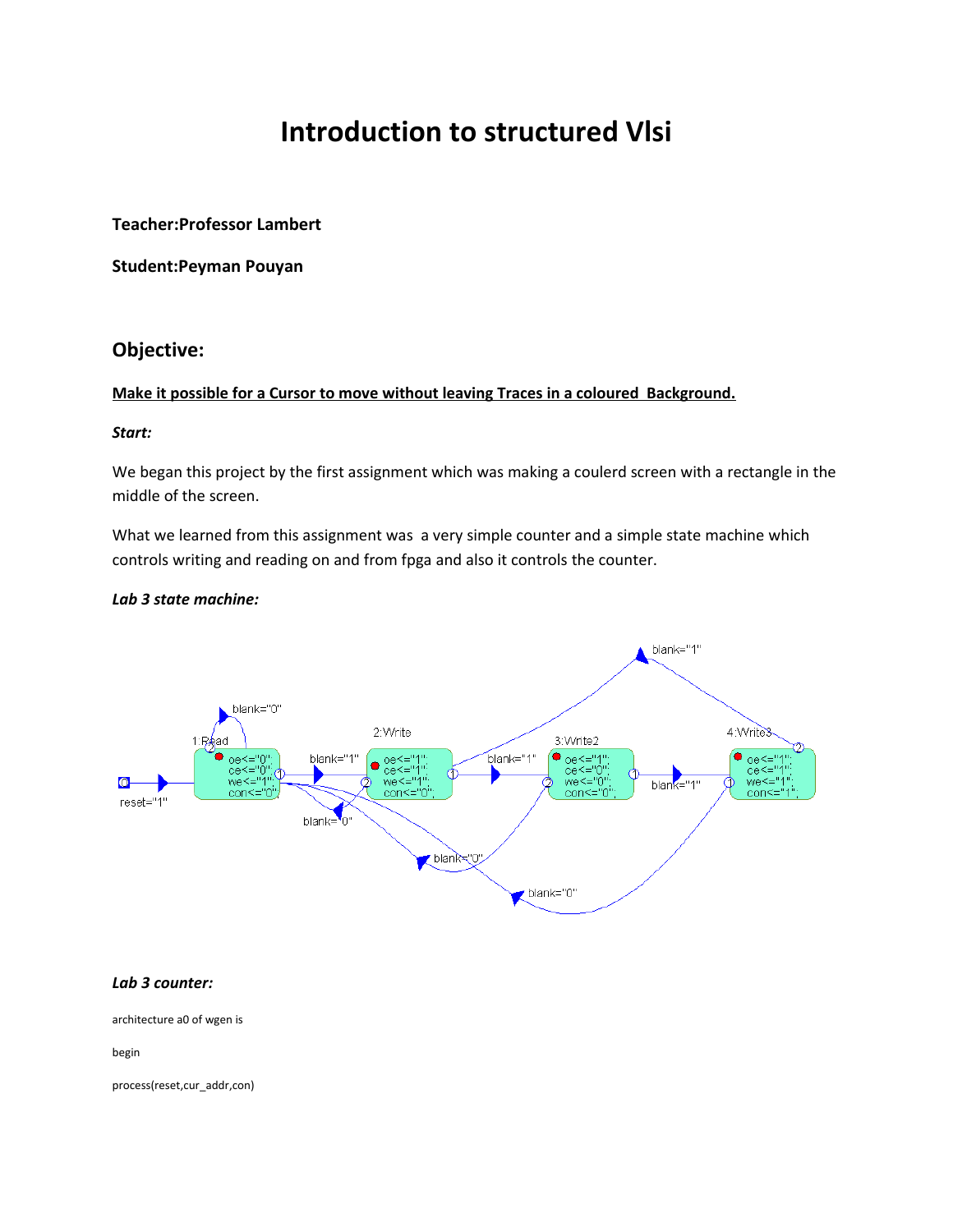# Introduction to structured Vlsi

**Teacher:Professor Lambert**

**Student:Peyman Pouyan**

## Objective:

**Make it possible for a Cursor to move without leaving Traces in a coloured Background.**

***Start:***

We began this project by the first assignment which was making a coulerd screen with a rectangle in the middle of the screen.

What we learned from this assignment was a very simple counter and a simple state machine which controls writing and reading on and from fpga and also it controls the counter.

***Lab 3 state machine:***

***Lab 3 counter:***

```
architecture a0 of wgen is

begin

process(reset,cur_addr,con)
```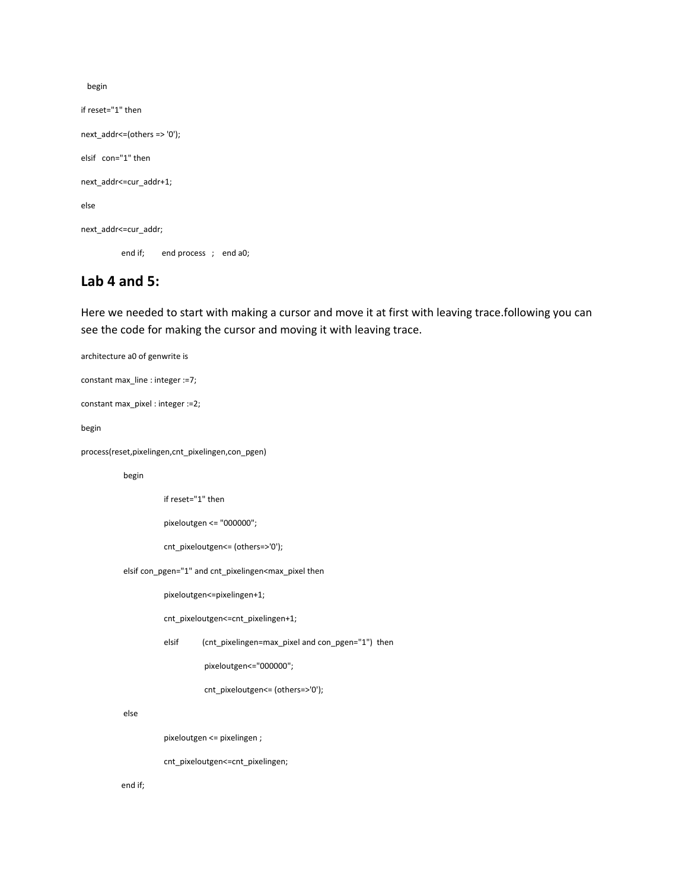```
  begin

if reset="1" then

next_addr<=(others => '0');

elsif   con="1" then

next_addr<=cur_addr+1;

else

next_addr<=cur_addr;

          end if;       end process   ;    end a0;
```

## Lab 4 and 5:

Here we needed to start with making a cursor and move it at first with leaving trace.following you can see the code for making the cursor and moving it with leaving trace.

```
architecture a0 of genwrite is

constant max_line : integer :=7;

constant max_pixel : integer :=2;

begin

process(reset,pixelingen,cnt_pixelingen,con_pgen)

          begin

                    if reset="1" then

                    pixeloutgen <= "000000";

                    cnt_pixeloutgen<= (others=>'0');

          elsif con_pgen="1" and cnt_pixelingen<max_pixel then

                    pixeloutgen<=pixelingen+1;

                    cnt_pixeloutgen<=cnt_pixelingen+1;

                    elsif          (cnt_pixelingen=max_pixel and con_pgen="1")  then

                              pixeloutgen<="000000";

                              cnt_pixeloutgen<= (others=>'0');

          else

                    pixeloutgen <= pixelingen ;

                    cnt_pixeloutgen<=cnt_pixelingen;

          end if;
```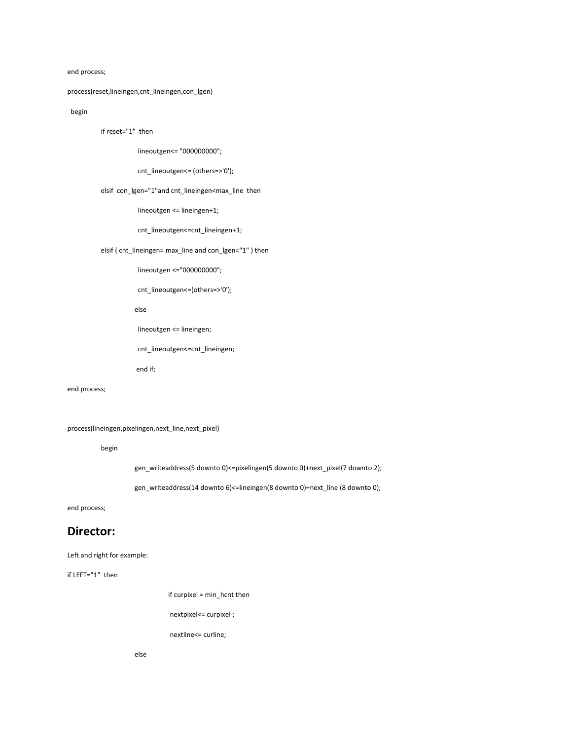```
end process;

process(reset,lineingen,cnt_lineingen,con_lgen)

  begin

        if reset="1"  then

              lineoutgen<= "000000000";

              cnt_lineoutgen<= (others=>'0');

        elsif  con_lgen="1"and cnt_lineingen<max_line  then

              lineoutgen <= lineingen+1;

              cnt_lineoutgen<=cnt_lineingen+1;

        elsif ( cnt_lineingen= max_line and con_lgen="1" ) then

              lineoutgen <="000000000";

              cnt_lineoutgen<=(others=>'0');

             else

              lineoutgen <= lineingen;

              cnt_lineoutgen<=cnt_lineingen;

              end if;

end process;



process(lineingen,pixelingen,next_line,next_pixel)

        begin

             gen_writeaddress(5 downto 0)<=pixelingen(5 downto 0)+next_pixel(7 downto 2);

             gen_writeaddress(14 downto 6)<=lineingen(8 downto 0)+next_line (8 downto 0);

end process;
```

## Director:

Left and right for example:

```
if LEFT="1"  then

                    if curpixel = min_hcnt then

                     nextpixel<= curpixel ;

                     nextline<= curline;

             else
```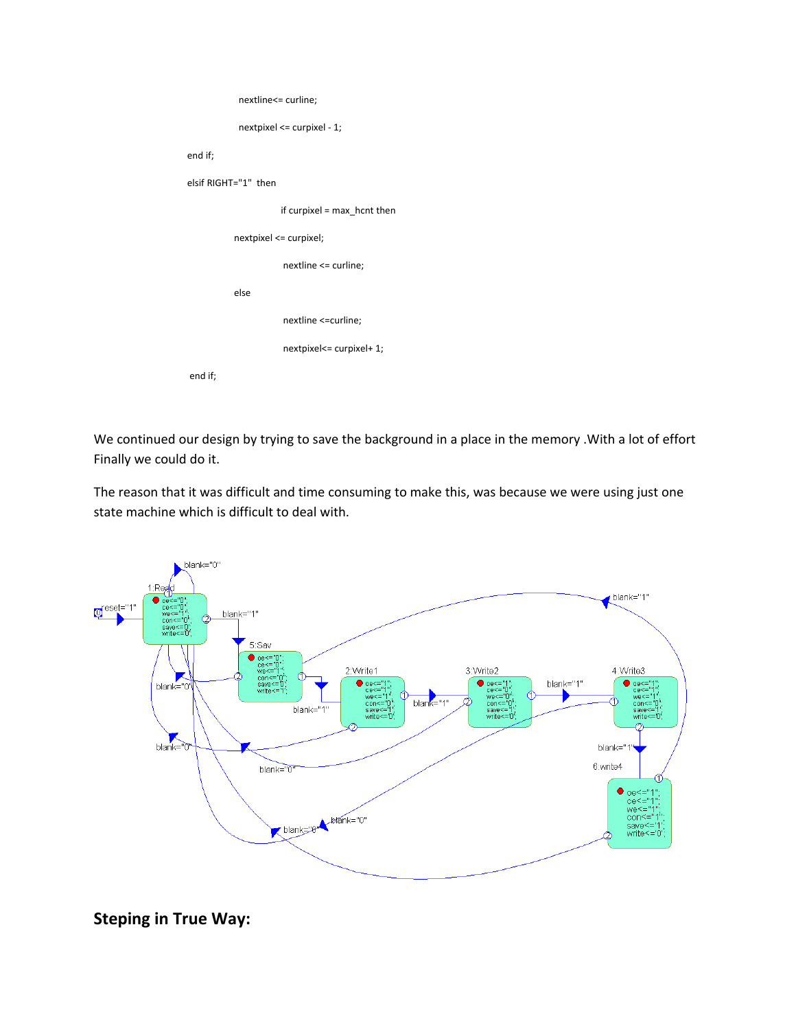```
nextline<= curline;

nextpixel <= curpixel - 1;

end if;

elsif RIGHT="1"  then

        if curpixel = max_hcnt then

    nextpixel <= curpixel;

        nextline <= curline;

    else

        nextline <=curline;

        nextpixel<= curpixel+ 1;

end if;
```

We continued our design by trying to save the background in a place in the memory .With a lot of effort Finally we could do it.

The reason that it was difficult and time consuming to make this, was because we were using just one state machine which is difficult to deal with.

## Steping in True Way: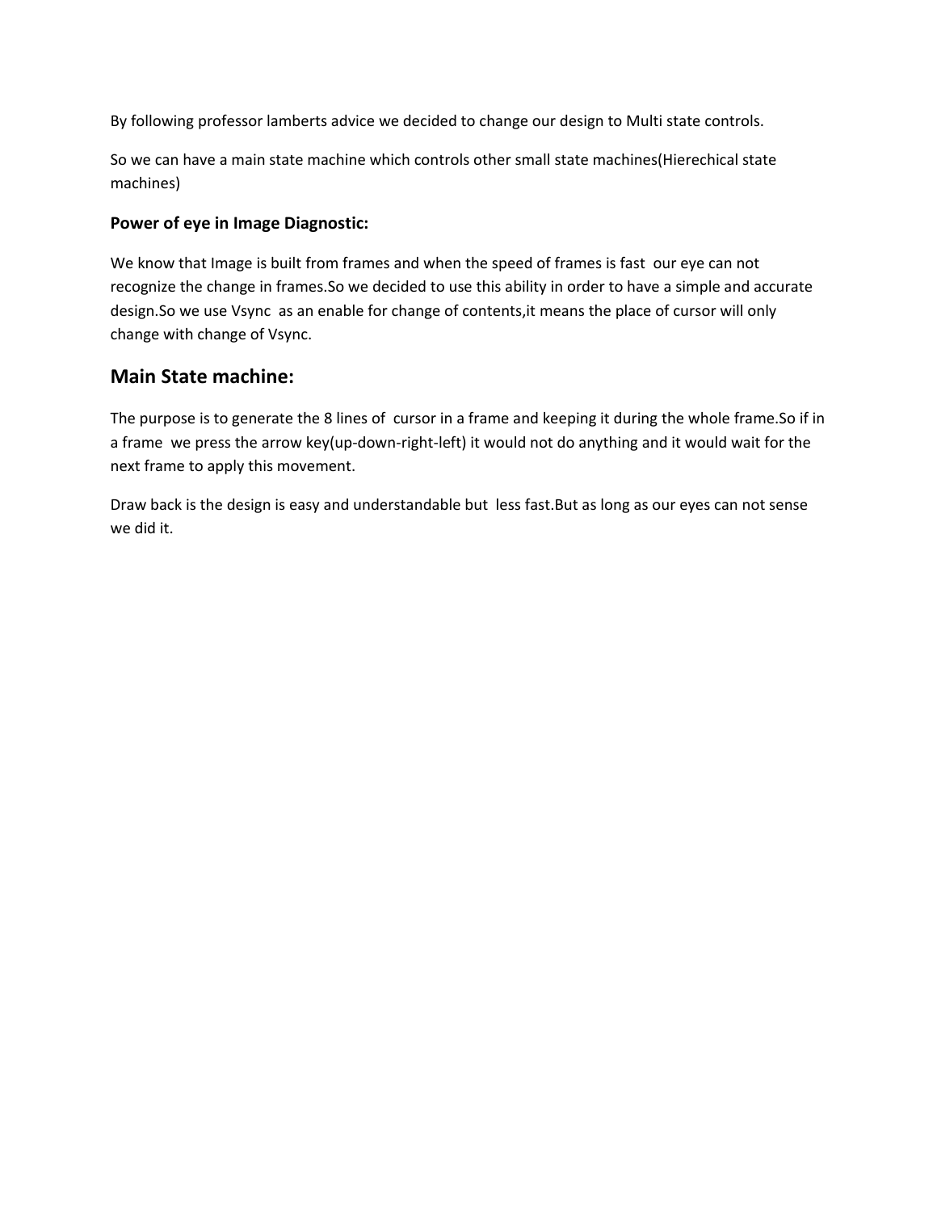By following professor lamberts advice we decided to change our design to Multi state controls.

So we can have a main state machine which controls other small state machines(Hierechical state machines)

### Power of eye in Image Diagnostic:

We know that Image is built from frames and when the speed of frames is fast our eye can not recognize the change in frames.So we decided to use this ability in order to have a simple and accurate design.So we use Vsync as an enable for change of contents,it means the place of cursor will only change with change of Vsync.

## Main State machine:

The purpose is to generate the 8 lines of cursor in a frame and keeping it during the whole frame.So if in a frame we press the arrow key(up-down-right-left) it would not do anything and it would wait for the next frame to apply this movement.

Draw back is the design is easy and understandable but less fast.But as long as our eyes can not sense we did it.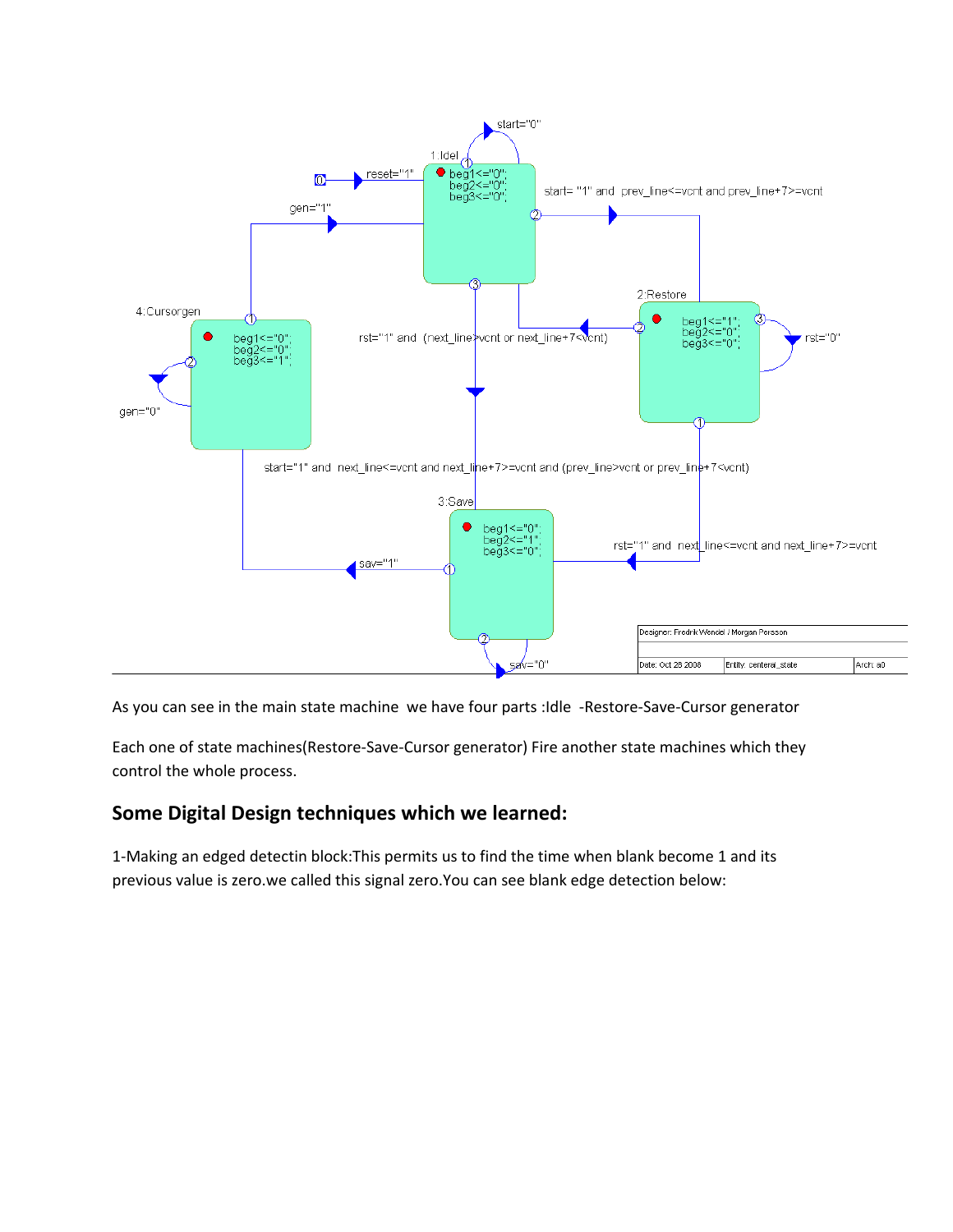As you can see in the main state machine we have four parts :Idle -Restore-Save-Cursor generator

Each one of state machines(Restore-Save-Cursor generator) Fire another state machines which they control the whole process.

## Some Digital Design techniques which we learned:

1-Making an edged detectin block:This permits us to find the time when blank become 1 and its previous value is zero.we called this signal zero.You can see blank edge detection below: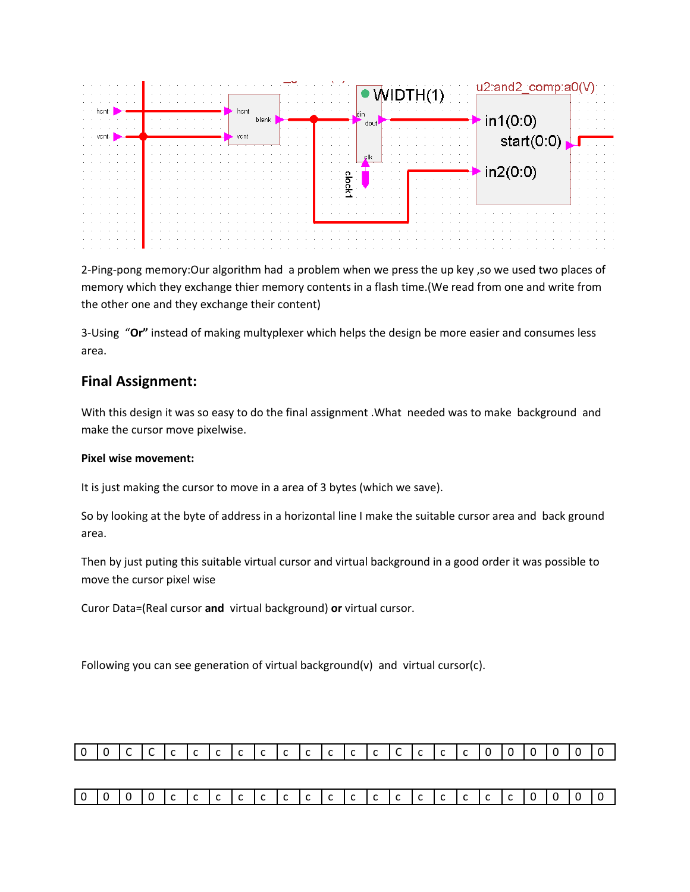2-Ping-pong memory:Our algorithm had a problem when we press the up key ,so we used two places of memory which they exchange thier memory contents in a flash time.(We read from one and write from the other one and they exchange their content)

3-Using "**Or**" instead of making multyplexer which helps the design be more easier and consumes less area.

## Final Assignment:

With this design it was so easy to do the final assignment .What needed was to make background and make the cursor move pixelwise.

**Pixel wise movement:**

It is just making the cursor to move in a area of 3 bytes (which we save).

So by looking at the byte of address in a horizontal line I make the suitable cursor area and back ground area.

Then by just puting this suitable virtual cursor and virtual background in a good order it was possible to move the cursor pixel wise

Curor Data=(Real cursor **and** virtual background) **or** virtual cursor.

Following you can see generation of virtual background(v) and virtual cursor(c).

| 0 | 0 | C | C | c | c | c | c | c | c | c | c | c | c | C | c | c | c | 0 | 0 | 0 | 0 | 0 | 0 |
|---|---|---|---|---|---|---|---|---|---|---|---|---|---|---|---|---|---|---|---|---|---|---|---|

| 0 | 0 | 0 | 0 | c | c | c | c | c | c | c | c | c | c | c | c | c | c | c | c | 0 | 0 | 0 | 0 |
|---|---|---|---|---|---|---|---|---|---|---|---|---|---|---|---|---|---|---|---|---|---|---|---|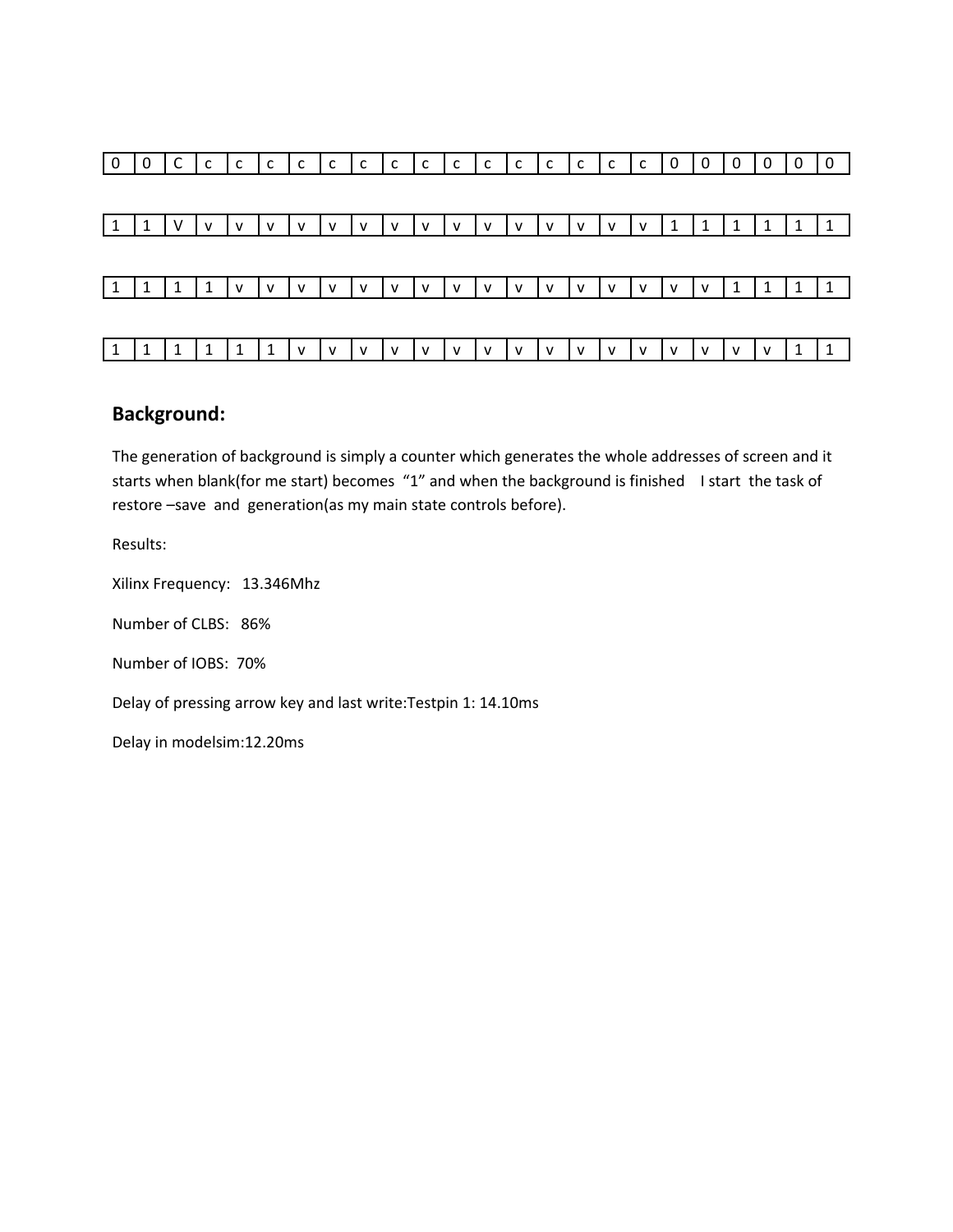| | | | | | | | | | | | | | | | | | | | | | | | |
|---|---|---|---|---|---|---|---|---|---|---|---|---|---|---|---|---|---|---|---|---|---|---|---|
| 0 | 0 | C | c | c | c | c | c | c | c | c | c | c | c | c | c | c | c | 0 | 0 | 0 | 0 | 0 | 0 |

| | | | | | | | | | | | | | | | | | | | | | | | |
|---|---|---|---|---|---|---|---|---|---|---|---|---|---|---|---|---|---|---|---|---|---|---|---|
| 1 | 1 | V | v | v | v | v | v | v | v | v | v | v | v | v | v | v | v | 1 | 1 | 1 | 1 | 1 | 1 |

| | | | | | | | | | | | | | | | | | | | | | | | |
|---|---|---|---|---|---|---|---|---|---|---|---|---|---|---|---|---|---|---|---|---|---|---|---|
| 1 | 1 | 1 | 1 | v | v | v | v | v | v | v | v | v | v | v | v | v | v | v | v | 1 | 1 | 1 | 1 |

| | | | | | | | | | | | | | | | | | | | | | | | |
|---|---|---|---|---|---|---|---|---|---|---|---|---|---|---|---|---|---|---|---|---|---|---|---|
| 1 | 1 | 1 | 1 | 1 | 1 | v | v | v | v | v | v | v | v | v | v | v | v | v | v | v | v | 1 | 1 |

## Background:

The generation of background is simply a counter which generates the whole addresses of screen and it starts when blank(for me start) becomes "1" and when the background is finished I start the task of restore –save and generation(as my main state controls before).

Results:

Xilinx Frequency: 13.346Mhz

Number of CLBS: 86%

Number of IOBS: 70%

Delay of pressing arrow key and last write:Testpin 1: 14.10ms

Delay in modelsim:12.20ms